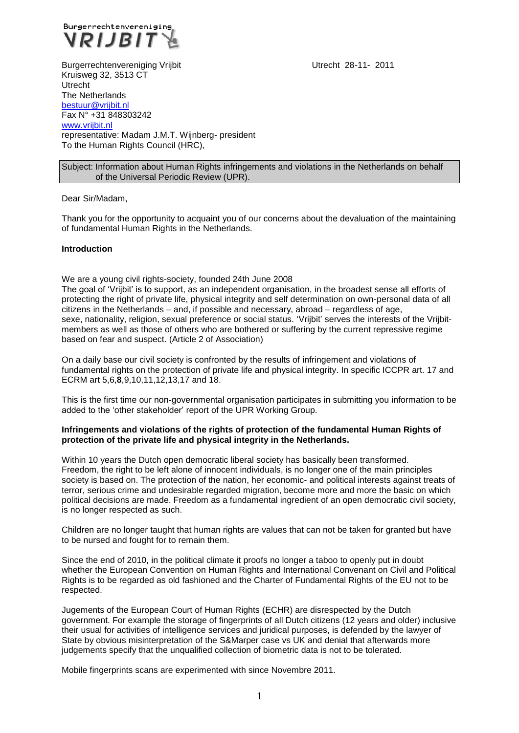Burgerrechtenvereniging
**VRIJBIT**

Burgerrechtenvereniging Vrijbit
Kruisweg 32, 3513 CT
Utrecht
The Netherlands
bestuur@vrijbit.nl
Fax N° +31 848303242
www.vrijbit.nl
representative: Madam J.M.T. Wijnberg- president
To the Human Rights Council (HRC),

Utrecht 28-11- 2011

Subject: Information about Human Rights infringements and violations in the Netherlands on behalf of the Universal Periodic Review (UPR).

Dear Sir/Madam,

Thank you for the opportunity to acquaint you of our concerns about the devaluation of the maintaining of fundamental Human Rights in the Netherlands.

**Introduction**

We are a young civil rights-society, founded 24th June 2008
The goal of 'Vrijbit' is to support, as an independent organisation, in the broadest sense all efforts of protecting the right of private life, physical integrity and self determination on own-personal data of all citizens in the Netherlands – and, if possible and necessary, abroad – regardless of age, sexe, nationality, religion, sexual preference or social status. 'Vrijbit' serves the interests of the Vrijbit-members as well as those of others who are bothered or suffering by the current repressive regime based on fear and suspect. (Article 2 of Association)

On a daily base our civil society is confronted by the results of infringement and violations of fundamental rights on the protection of private life and physical integrity. In specific ICCPR art. 17 and ECRM art 5,6,**8**,9,10,11,12,13,17 and 18.

This is the first time our non-governmental organisation participates in submitting you information to be added to the 'other stakeholder' report of the UPR Working Group.

**Infringements and violations of the rights of protection of the fundamental Human Rights of protection of the private life and physical integrity in the Netherlands.**

Within 10 years the Dutch open democratic liberal society has basically been transformed. Freedom, the right to be left alone of innocent individuals, is no longer one of the main principles society is based on. The protection of the nation, her economic- and political interests against treats of terror, serious crime and undesirable regarded migration, become more and more the basic on which political decisions are made. Freedom as a fundamental ingredient of an open democratic civil society, is no longer respected as such.

Children are no longer taught that human rights are values that can not be taken for granted but have to be nursed and fought for to remain them.

Since the end of 2010, in the political climate it proofs no longer a taboo to openly put in doubt whether the European Convention on Human Rights and International Convenant on Civil and Political Rights is to be regarded as old fashioned and the Charter of Fundamental Rights of the EU not to be respected.

Jugements of the European Court of Human Rights (ECHR) are disrespected by the Dutch government. For example the storage of fingerprints of all Dutch citizens (12 years and older) inclusive their usual for activities of intelligence services and juridical purposes, is defended by the lawyer of State by obvious misinterpretation of the S&Marper case vs UK and denial that afterwards more judgements specify that the unqualified collection of biometric data is not to be tolerated.

Mobile fingerprints scans are experimented with since Novembre 2011.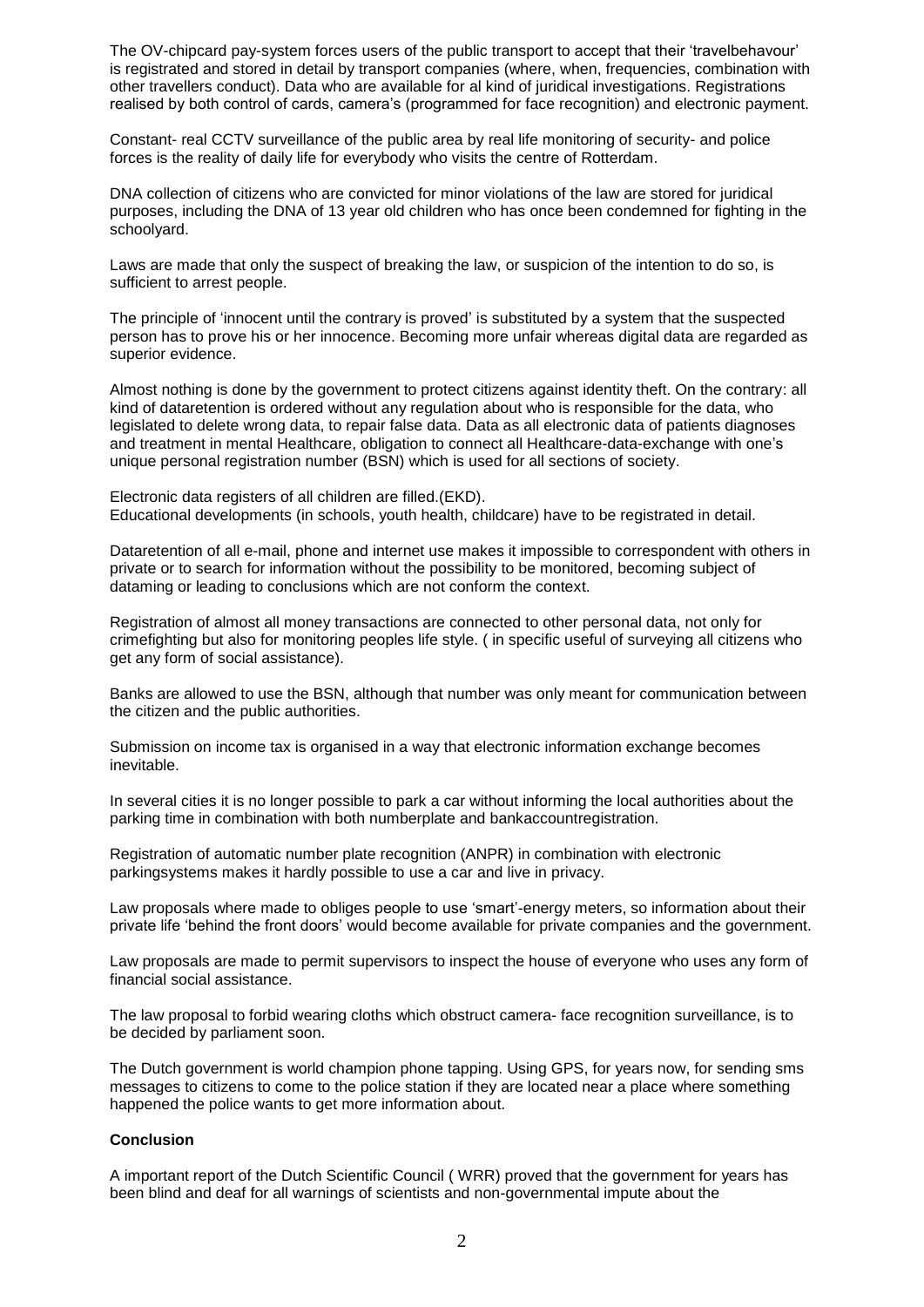The OV-chipcard pay-system forces users of the public transport to accept that their 'travelbehavour' is registrated and stored in detail by transport companies (where, when, frequencies, combination with other travellers conduct). Data who are available for al kind of juridical investigations. Registrations realised by both control of cards, camera's (programmed for face recognition) and electronic payment.

Constant- real CCTV surveillance of the public area by real life monitoring of security- and police forces is the reality of daily life for everybody who visits the centre of Rotterdam.

DNA collection of citizens who are convicted for minor violations of the law are stored for juridical purposes, including the DNA of 13 year old children who has once been condemned for fighting in the schoolyard.

Laws are made that only the suspect of breaking the law, or suspicion of the intention to do so, is sufficient to arrest people.

The principle of 'innocent until the contrary is proved' is substituted by a system that the suspected person has to prove his or her innocence. Becoming more unfair whereas digital data are regarded as superior evidence.

Almost nothing is done by the government to protect citizens against identity theft. On the contrary: all kind of dataretention is ordered without any regulation about who is responsible for the data, who legislated to delete wrong data, to repair false data. Data as all electronic data of patients diagnoses and treatment in mental Healthcare, obligation to connect all Healthcare-data-exchange with one's unique personal registration number (BSN) which is used for all sections of society.

Electronic data registers of all children are filled.(EKD).
Educational developments (in schools, youth health, childcare) have to be registrated in detail.

Dataretention of all e-mail, phone and internet use makes it impossible to correspondent with others in private or to search for information without the possibility to be monitored, becoming subject of dataming or leading to conclusions which are not conform the context.

Registration of almost all money transactions are connected to other personal data, not only for crimefighting but also for monitoring peoples life style. ( in specific useful of surveying all citizens who get any form of social assistance).

Banks are allowed to use the BSN, although that number was only meant for communication between the citizen and the public authorities.

Submission on income tax is organised in a way that electronic information exchange becomes inevitable.

In several cities it is no longer possible to park a car without informing the local authorities about the parking time in combination with both numberplate and bankaccountregistration.

Registration of automatic number plate recognition (ANPR) in combination with electronic parkingsystems makes it hardly possible to use a car and live in privacy.

Law proposals where made to obliges people to use 'smart'-energy meters, so information about their private life 'behind the front doors' would become available for private companies and the government.

Law proposals are made to permit supervisors to inspect the house of everyone who uses any form of financial social assistance.

The law proposal to forbid wearing cloths which obstruct camera- face recognition surveillance, is to be decided by parliament soon.

The Dutch government is world champion phone tapping. Using GPS, for years now, for sending sms messages to citizens to come to the police station if they are located near a place where something happened the police wants to get more information about.

**Conclusion**

A important report of the Dutch Scientific Council ( WRR) proved that the government for years has been blind and deaf for all warnings of scientists and non-governmental impute about the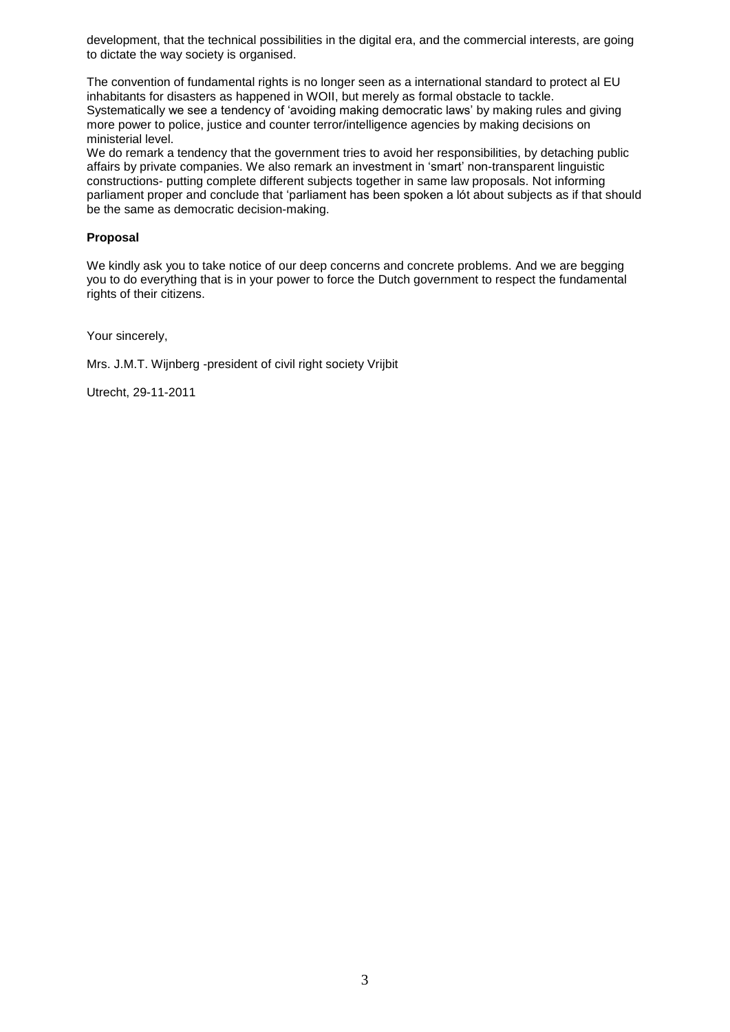development, that the technical possibilities in the digital era, and the commercial interests, are going to dictate the way society is organised.

The convention of fundamental rights is no longer seen as a international standard to protect al EU inhabitants for disasters as happened in WOII, but merely as formal obstacle to tackle.
Systematically we see a tendency of 'avoiding making democratic laws' by making rules and giving more power to police, justice and counter terror/intelligence agencies by making decisions on ministerial level.
We do remark a tendency that the government tries to avoid her responsibilities, by detaching public affairs by private companies. We also remark an investment in 'smart' non-transparent linguistic constructions- putting complete different subjects together in same law proposals. Not informing parliament proper and conclude that 'parliament has been spoken a lót about subjects as if that should be the same as democratic decision-making.

**Proposal**

We kindly ask you to take notice of our deep concerns and concrete problems. And we are begging you to do everything that is in your power to force the Dutch government to respect the fundamental rights of their citizens.

Your sincerely,

Mrs. J.M.T. Wijnberg -president of civil right society Vrijbit

Utrecht, 29-11-2011